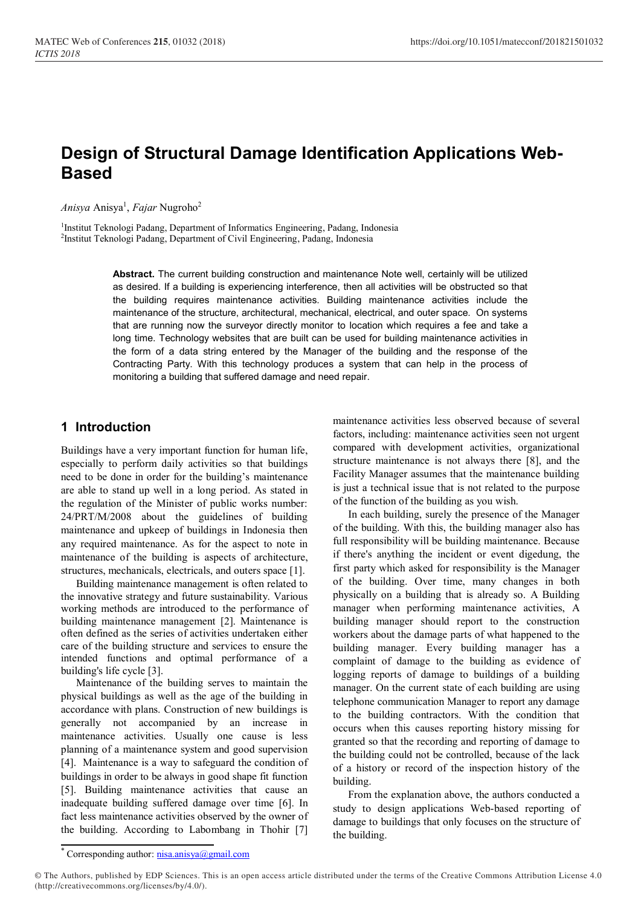# Design of Structural Damage Identification Applications Web-Based

*Anisya* Anisya[1], *Fajar* Nugroho[2]

[1]Institut Teknologi Padang, Department of Informatics Engineering, Padang, Indonesia
[2]Institut Teknologi Padang, Department of Civil Engineering, Padang, Indonesia

**Abstract.** The current building construction and maintenance Note well, certainly will be utilized as desired. If a building is experiencing interference, then all activities will be obstructed so that the building requires maintenance activities. Building maintenance activities include the maintenance of the structure, architectural, mechanical, electrical, and outer space. On systems that are running now the surveyor directly monitor to location which requires a fee and take a long time. Technology websites that are built can be used for building maintenance activities in the form of a data string entered by the Manager of the building and the response of the Contracting Party. With this technology produces a system that can help in the process of monitoring a building that suffered damage and need repair.

## 1 Introduction

Buildings have a very important function for human life, especially to perform daily activities so that buildings need to be done in order for the building's maintenance are able to stand up well in a long period. As stated in the regulation of the Minister of public works number: 24/PRT/M/2008 about the guidelines of building maintenance and upkeep of buildings in Indonesia then any required maintenance. As for the aspect to note in maintenance of the building is aspects of architecture, structures, mechanicals, electricals, and outers space [1].

Building maintenance management is often related to the innovative strategy and future sustainability. Various working methods are introduced to the performance of building maintenance management [2]. Maintenance is often defined as the series of activities undertaken either care of the building structure and services to ensure the intended functions and optimal performance of a building's life cycle [3].

Maintenance of the building serves to maintain the physical buildings as well as the age of the building in accordance with plans. Construction of new buildings is generally not accompanied by an increase in maintenance activities. Usually one cause is less planning of a maintenance system and good supervision [4]. Maintenance is a way to safeguard the condition of buildings in order to be always in good shape fit function [5]. Building maintenance activities that cause an inadequate building suffered damage over time [6]. In fact less maintenance activities observed by the owner of the building. According to Labombang in Thohir [7] maintenance activities less observed because of several factors, including: maintenance activities seen not urgent compared with development activities, organizational structure maintenance is not always there [8], and the Facility Manager assumes that the maintenance building is just a technical issue that is not related to the purpose of the function of the building as you wish.

In each building, surely the presence of the Manager of the building. With this, the building manager also has full responsibility will be building maintenance. Because if there's anything the incident or event digedung, the first party which asked for responsibility is the Manager of the building. Over time, many changes in both physically on a building that is already so. A Building manager when performing maintenance activities, A building manager should report to the construction workers about the damage parts of what happened to the building manager. Every building manager has a complaint of damage to the building as evidence of logging reports of damage to buildings of a building manager. On the current state of each building are using telephone communication Manager to report any damage to the building contractors. With the condition that occurs when this causes reporting history missing for granted so that the recording and reporting of damage to the building could not be controlled, because of the lack of a history or record of the inspection history of the building.

From the explanation above, the authors conducted a study to design applications Web-based reporting of damage to buildings that only focuses on the structure of the building.

* Corresponding author: nisa.anisya@gmail.com

© The Authors, published by EDP Sciences. This is an open access article distributed under the terms of the Creative Commons Attribution License 4.0 (http://creativecommons.org/licenses/by/4.0/).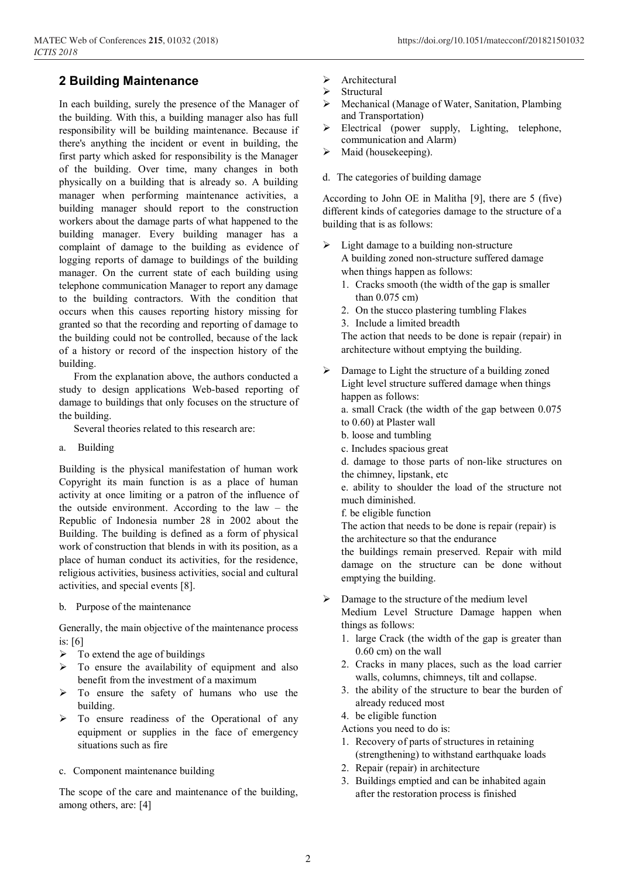## 2 Building Maintenance

In each building, surely the presence of the Manager of the building. With this, a building manager also has full responsibility will be building maintenance. Because if there's anything the incident or event in building, the first party which asked for responsibility is the Manager of the building. Over time, many changes in both physically on a building that is already so. A building manager when performing maintenance activities, a building manager should report to the construction workers about the damage parts of what happened to the building manager. Every building manager has a complaint of damage to the building as evidence of logging reports of damage to buildings of the building manager. On the current state of each building using telephone communication Manager to report any damage to the building contractors. With the condition that occurs when this causes reporting history missing for granted so that the recording and reporting of damage to the building could not be controlled, because of the lack of a history or record of the inspection history of the building.

From the explanation above, the authors conducted a study to design applications Web-based reporting of damage to buildings that only focuses on the structure of the building.

Several theories related to this research are:

a. Building

Building is the physical manifestation of human work Copyright its main function is as a place of human activity at once limiting or a patron of the influence of the outside environment. According to the law – the Republic of Indonesia number 28 in 2002 about the Building. The building is defined as a form of physical work of construction that blends in with its position, as a place of human conduct its activities, for the residence, religious activities, business activities, social and cultural activities, and special events [8].

b. Purpose of the maintenance

Generally, the main objective of the maintenance process is: [6]

- To extend the age of buildings
- To ensure the availability of equipment and also benefit from the investment of a maximum
- To ensure the safety of humans who use the building.
- To ensure readiness of the Operational of any equipment or supplies in the face of emergency situations such as fire

c. Component maintenance building

The scope of the care and maintenance of the building, among others, are: [4]

- Architectural
- Structural
- Mechanical (Manage of Water, Sanitation, Plambing and Transportation)
- Electrical (power supply, Lighting, telephone, communication and Alarm)
- Maid (housekeeping).

d. The categories of building damage

According to John OE in Malitha [9], there are 5 (five) different kinds of categories damage to the structure of a building that is as follows:

- Light damage to a building non-structure
  A building zoned non-structure suffered damage when things happen as follows:
  1. Cracks smooth (the width of the gap is smaller than 0.075 cm)
  2. On the stucco plastering tumbling Flakes
  3. Include a limited breadth

  The action that needs to be done is repair (repair) in architecture without emptying the building.

- Damage to Light the structure of a building zoned Light level structure suffered damage when things happen as follows:
  a. small Crack (the width of the gap between 0.075 to 0.60) at Plaster wall
  b. loose and tumbling
  c. Includes spacious great
  d. damage to those parts of non-like structures on the chimney, lipstank, etc
  e. ability to shoulder the load of the structure not much diminished.
  f. be eligible function

  The action that needs to be done is repair (repair) is the architecture so that the endurance the buildings remain preserved. Repair with mild damage on the structure can be done without emptying the building.

- Damage to the structure of the medium level
  Medium Level Structure Damage happen when things as follows:
  1. large Crack (the width of the gap is greater than 0.60 cm) on the wall
  2. Cracks in many places, such as the load carrier walls, columns, chimneys, tilt and collapse.
  3. the ability of the structure to bear the burden of already reduced most
  4. be eligible function

  Actions you need to do is:
  1. Recovery of parts of structures in retaining (strengthening) to withstand earthquake loads
  2. Repair (repair) in architecture
  3. Buildings emptied and can be inhabited again after the restoration process is finished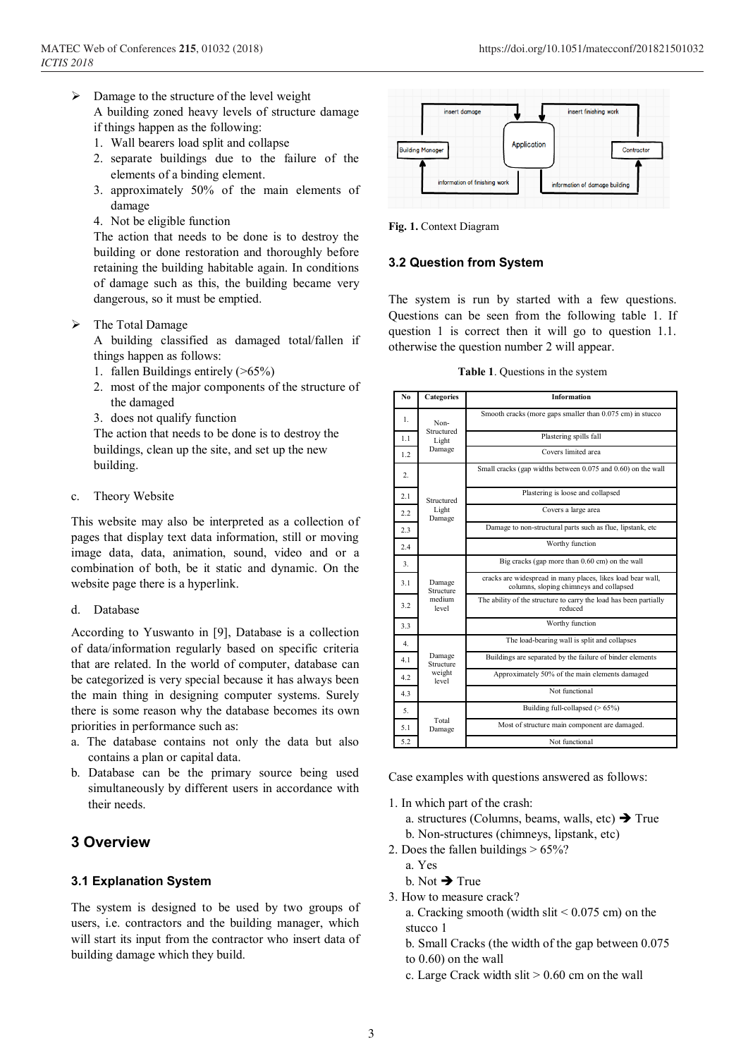- Damage to the structure of the level weight

  A building zoned heavy levels of structure damage if things happen as the following:

  1. Wall bearers load split and collapse
  2. separate buildings due to the failure of the elements of a binding element.
  3. approximately 50% of the main elements of damage
  4. Not be eligible function

  The action that needs to be done is to destroy the building or done restoration and thoroughly before retaining the building habitable again. In conditions of damage such as this, the building became very dangerous, so it must be emptied.

- The Total Damage

  A building classified as damaged total/fallen if things happen as follows:

  1. fallen Buildings entirely (>65%)
  2. most of the major components of the structure of the damaged
  3. does not qualify function

  The action that needs to be done is to destroy the buildings, clean up the site, and set up the new building.

c. Theory Website

This website may also be interpreted as a collection of pages that display text data information, still or moving image data, data, animation, sound, video and or a combination of both, be it static and dynamic. On the website page there is a hyperlink.

d. Database

According to Yuswanto in [9], Database is a collection of data/information regularly based on specific criteria that are related. In the world of computer, database can be categorized is very special because it has always been the main thing in designing computer systems. Surely there is some reason why the database becomes its own priorities in performance such as:

a. The database contains not only the data but also contains a plan or capital data.
b. Database can be the primary source being used simultaneously by different users in accordance with their needs.

## 3 Overview

### 3.1 Explanation System

The system is designed to be used by two groups of users, i.e. contractors and the building manager, which will start its input from the contractor who insert data of building damage which they build.

**Fig. 1.** Context Diagram

### 3.2 Question from System

The system is run by started with a few questions. Questions can be seen from the following table 1. If question 1 is correct then it will go to question 1.1. otherwise the question number 2 will appear.

**Table 1**. Questions in the system

| No | Categories | Information |
|---|---|---|
| 1. | Non-Structured Light Damage | Smooth cracks (more gaps smaller than 0.075 cm) in stucco |
| 1.1 | | Plastering spills fall |
| 1.2 | | Covers limited area |
| 2. | Structured Light Damage | Small cracks (gap widths between 0.075 and 0.60) on the wall |
| 2.1 | | Plastering is loose and collapsed |
| 2.2 | | Covers a large area |
| 2.3 | | Damage to non-structural parts such as flue, lipstank, etc |
| 2.4 | | Worthy function |
| 3. | Damage Structure medium level | Big cracks (gap more than 0.60 cm) on the wall |
| 3.1 | | cracks are widespread in many places, likes load bear wall, columns, sloping chimneys and collapsed |
| 3.2 | | The ability of the structure to carry the load has been partially reduced |
| 3.3 | | Worthy function |
| 4. | Damage Structure weight level | The load-bearing wall is split and collapses |
| 4.1 | | Buildings are separated by the failure of binder elements |
| 4.2 | | Approximately 50% of the main elements damaged |
| 4.3 | | Not functional |
| 5. | Total Damage | Building full-collapsed (> 65%) |
| 5.1 | | Most of structure main component are damaged. |
| 5.2 | | Not functional |

Case examples with questions answered as follows:

1. In which part of the crash:
   a. structures (Columns, beams, walls, etc) ➔ True
   b. Non-structures (chimneys, lipstank, etc)
2. Does the fallen buildings > 65%?
   a. Yes
   b. Not ➔ True
3. How to measure crack?
   a. Cracking smooth (width slit < 0.075 cm) on the stucco 1
   b. Small Cracks (the width of the gap between 0.075 to 0.60) on the wall
   c. Large Crack width slit > 0.60 cm on the wall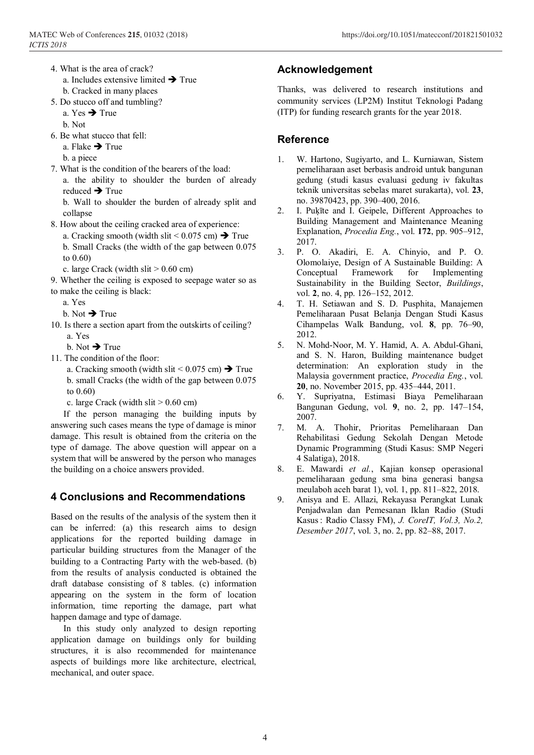4. What is the area of crack?
   a. Includes extensive limited ➔ True
   b. Cracked in many places
5. Do stucco off and tumbling?
   a. Yes ➔ True
   b. Not
6. Be what stucco that fell:
   a. Flake ➔ True
   b. a piece
7. What is the condition of the bearers of the load:
   a. the ability to shoulder the burden of already reduced ➔ True
   b. Wall to shoulder the burden of already split and collapse
8. How about the ceiling cracked area of experience:
   a. Cracking smooth (width slit < 0.075 cm) ➔ True
   b. Small Cracks (the width of the gap between 0.075 to 0.60)
   c. large Crack (width slit > 0.60 cm)
9. Whether the ceiling is exposed to seepage water so as to make the ceiling is black:
   a. Yes
   b. Not ➔ True
10. Is there a section apart from the outskirts of ceiling?
    a. Yes
    b. Not ➔ True
11. The condition of the floor:
    a. Cracking smooth (width slit < 0.075 cm) ➔ True
    b. small Cracks (the width of the gap between 0.075 to 0.60)
    c. large Crack (width slit > 0.60 cm)

If the person managing the building inputs by answering such cases means the type of damage is minor damage. This result is obtained from the criteria on the type of damage. The above question will appear on a system that will be answered by the person who manages the building on a choice answers provided.

## 4 Conclusions and Recommendations

Based on the results of the analysis of the system then it can be inferred: (a) this research aims to design applications for the reported building damage in particular building structures from the Manager of the building to a Contracting Party with the web-based. (b) from the results of analysis conducted is obtained the draft database consisting of 8 tables. (c) information appearing on the system in the form of location information, time reporting the damage, part what happen damage and type of damage.

In this study only analyzed to design reporting application damage on buildings only for building structures, it is also recommended for maintenance aspects of buildings more like architecture, electrical, mechanical, and outer space.

## Acknowledgement

Thanks, was delivered to research institutions and community services (LP2M) Institut Teknologi Padang (ITP) for funding research grants for the year 2018.

## Reference

1. W. Hartono, Sugiyarto, and L. Kurniawan, Sistem pemeliharaan aset berbasis android untuk bangunan gedung (studi kasus evaluasi gedung iv fakultas teknik universitas sebelas maret surakarta), vol. **23**, no. 39870423, pp. 390–400, 2016.
2. I. Puķīte and I. Geipele, Different Approaches to Building Management and Maintenance Meaning Explanation, *Procedia Eng.*, vol. **172**, pp. 905–912, 2017.
3. P. O. Akadiri, E. A. Chinyio, and P. O. Olomolaiye, Design of A Sustainable Building: A Conceptual Framework for Implementing Sustainability in the Building Sector, *Buildings*, vol. **2**, no. 4, pp. 126–152, 2012.
4. T. H. Setiawan and S. D. Pusphita, Manajemen Pemeliharaan Pusat Belanja Dengan Studi Kasus Cihampelas Walk Bandung, vol. **8**, pp. 76–90, 2012.
5. N. Mohd-Noor, M. Y. Hamid, A. A. Abdul-Ghani, and S. N. Haron, Building maintenance budget determination: An exploration study in the Malaysia government practice, *Procedia Eng.*, vol. **20**, no. November 2015, pp. 435–444, 2011.
6. Y. Supriyatna, Estimasi Biaya Pemeliharaan Bangunan Gedung, vol. **9**, no. 2, pp. 147–154, 2007.
7. M. A. Thohir, Prioritas Pemeliharaan Dan Rehabilitasi Gedung Sekolah Dengan Metode Dynamic Programming (Studi Kasus: SMP Negeri 4 Salatiga), 2018.
8. E. Mawardi *et al.*, Kajian konsep operasional pemeliharaan gedung sma bina generasi bangsa meulaboh aceh barat 1), vol. 1, pp. 811–822, 2018.
9. Anisya and E. Allazi, Rekayasa Perangkat Lunak Penjadwalan dan Pemesanan Iklan Radio (Studi Kasus : Radio Classy FM), *J. CoreIT, Vol.3, No.2, Desember 2017*, vol. 3, no. 2, pp. 82–88, 2017.